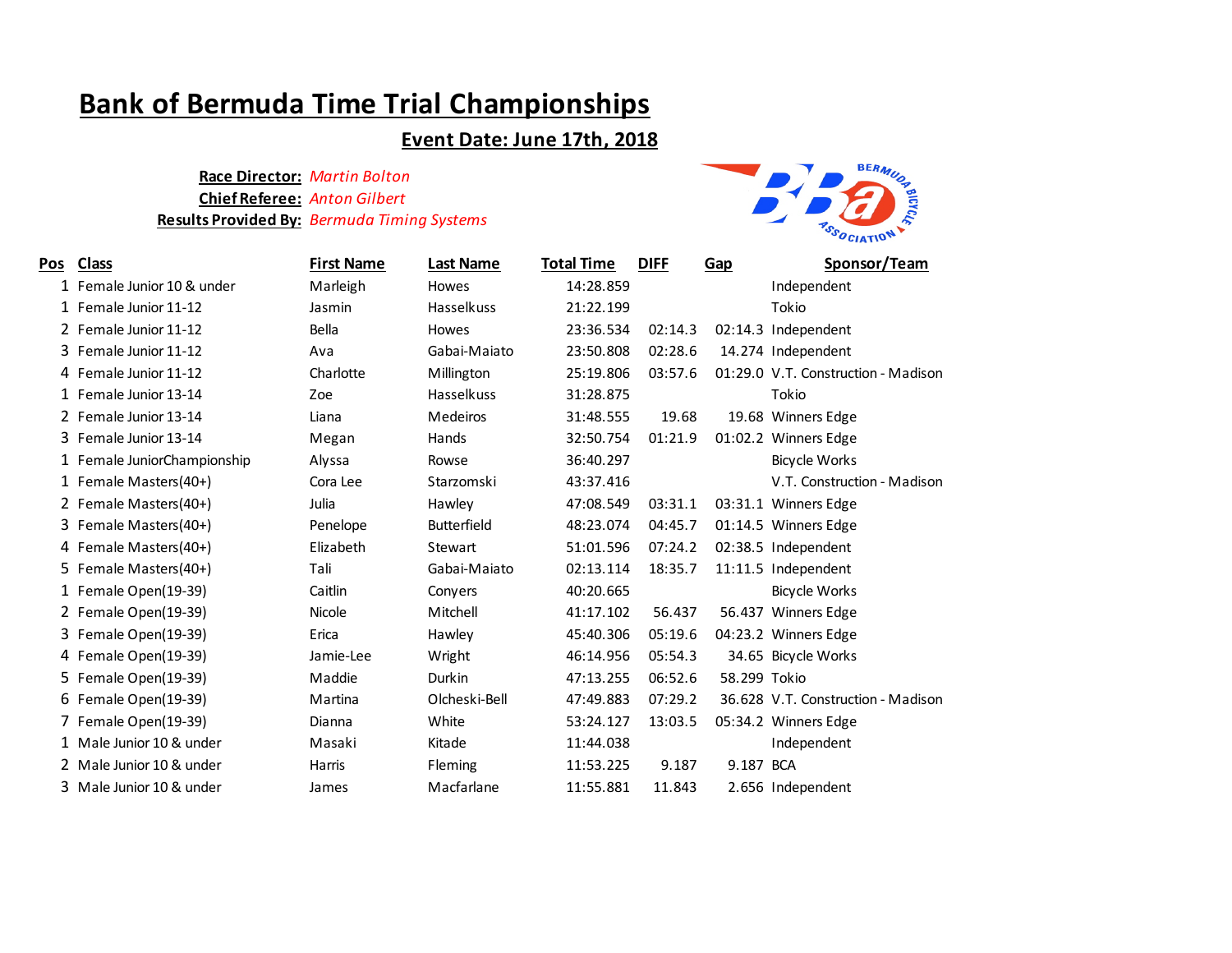# Bank of Bermuda Time Trial Championships

## Event Date: June 17th, 2018

**Race Director:** *Martin Bolton*
**Chief Referee:** *Anton Gilbert*
**Results Provided By:** *Bermuda Timing Systems*

| Pos | Class | First Name | Last Name | Total Time | DIFF | Gap | Sponsor/Team |
|---|---|---|---|---|---|---|---|
| 1 | Female Junior 10 & under | Marleigh | Howes | 14:28.859 | | | Independent |
| 1 | Female Junior 11-12 | Jasmin | Hasselkuss | 21:22.199 | | | Tokio |
| 2 | Female Junior 11-12 | Bella | Howes | 23:36.534 | 02:14.3 | 02:14.3 | Independent |
| 3 | Female Junior 11-12 | Ava | Gabai-Maiato | 23:50.808 | 02:28.6 | 14.274 | Independent |
| 4 | Female Junior 11-12 | Charlotte | Millington | 25:19.806 | 03:57.6 | 01:29.0 | V.T. Construction - Madison |
| 1 | Female Junior 13-14 | Zoe | Hasselkuss | 31:28.875 | | | Tokio |
| 2 | Female Junior 13-14 | Liana | Medeiros | 31:48.555 | 19.68 | 19.68 | Winners Edge |
| 3 | Female Junior 13-14 | Megan | Hands | 32:50.754 | 01:21.9 | 01:02.2 | Winners Edge |
| 1 | Female JuniorChampionship | Alyssa | Rowse | 36:40.297 | | | Bicycle Works |
| 1 | Female Masters(40+) | Cora Lee | Starzomski | 43:37.416 | | | V.T. Construction - Madison |
| 2 | Female Masters(40+) | Julia | Hawley | 47:08.549 | 03:31.1 | 03:31.1 | Winners Edge |
| 3 | Female Masters(40+) | Penelope | Butterfield | 48:23.074 | 04:45.7 | 01:14.5 | Winners Edge |
| 4 | Female Masters(40+) | Elizabeth | Stewart | 51:01.596 | 07:24.2 | 02:38.5 | Independent |
| 5 | Female Masters(40+) | Tali | Gabai-Maiato | 02:13.114 | 18:35.7 | 11:11.5 | Independent |
| 1 | Female Open(19-39) | Caitlin | Conyers | 40:20.665 | | | Bicycle Works |
| 2 | Female Open(19-39) | Nicole | Mitchell | 41:17.102 | 56.437 | 56.437 | Winners Edge |
| 3 | Female Open(19-39) | Erica | Hawley | 45:40.306 | 05:19.6 | 04:23.2 | Winners Edge |
| 4 | Female Open(19-39) | Jamie-Lee | Wright | 46:14.956 | 05:54.3 | 34.65 | Bicycle Works |
| 5 | Female Open(19-39) | Maddie | Durkin | 47:13.255 | 06:52.6 | 58.299 | Tokio |
| 6 | Female Open(19-39) | Martina | Olcheski-Bell | 47:49.883 | 07:29.2 | 36.628 | V.T. Construction - Madison |
| 7 | Female Open(19-39) | Dianna | White | 53:24.127 | 13:03.5 | 05:34.2 | Winners Edge |
| 1 | Male Junior 10 & under | Masaki | Kitade | 11:44.038 | | | Independent |
| 2 | Male Junior 10 & under | Harris | Fleming | 11:53.225 | 9.187 | 9.187 | BCA |
| 3 | Male Junior 10 & under | James | Macfarlane | 11:55.881 | 11.843 | 2.656 | Independent |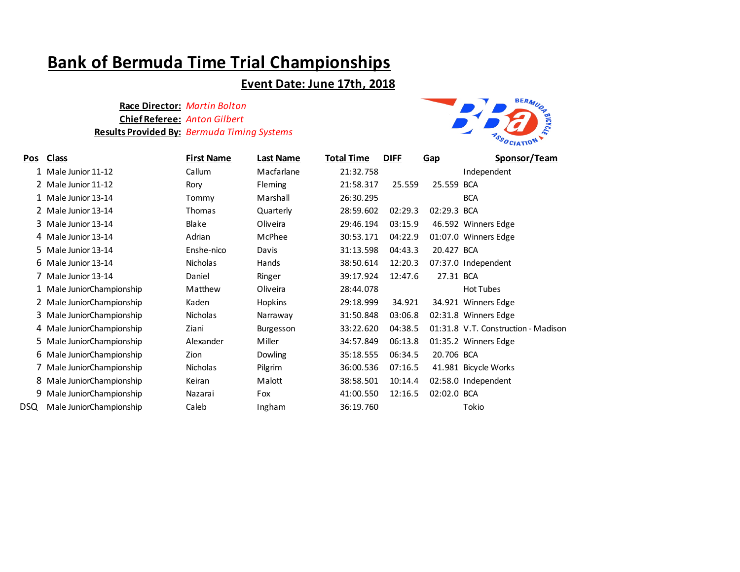# Bank of Bermuda Time Trial Championships

## Event Date: June 17th, 2018

**Race Director:** *Martin Bolton*
**Chief Referee:** *Anton Gilbert*
**Results Provided By:** *Bermuda Timing Systems*

| Pos | Class | First Name | Last Name | Total Time | DIFF | Gap | Sponsor/Team |
|---|---|---|---|---|---|---|---|
| 1 | Male Junior 11-12 | Callum | Macfarlane | 21:32.758 | | | Independent |
| 2 | Male Junior 11-12 | Rory | Fleming | 21:58.317 | 25.559 | 25.559 | BCA |
| 1 | Male Junior 13-14 | Tommy | Marshall | 26:30.295 | | | BCA |
| 2 | Male Junior 13-14 | Thomas | Quarterly | 28:59.602 | 02:29.3 | 02:29.3 | BCA |
| 3 | Male Junior 13-14 | Blake | Oliveira | 29:46.194 | 03:15.9 | 46.592 | Winners Edge |
| 4 | Male Junior 13-14 | Adrian | McPhee | 30:53.171 | 04:22.9 | 01:07.0 | Winners Edge |
| 5 | Male Junior 13-14 | Enshe-nico | Davis | 31:13.598 | 04:43.3 | 20.427 | BCA |
| 6 | Male Junior 13-14 | Nicholas | Hands | 38:50.614 | 12:20.3 | 07:37.0 | Independent |
| 7 | Male Junior 13-14 | Daniel | Ringer | 39:17.924 | 12:47.6 | 27.31 | BCA |
| 1 | Male JuniorChampionship | Matthew | Oliveira | 28:44.078 | | | Hot Tubes |
| 2 | Male JuniorChampionship | Kaden | Hopkins | 29:18.999 | 34.921 | 34.921 | Winners Edge |
| 3 | Male JuniorChampionship | Nicholas | Narraway | 31:50.848 | 03:06.8 | 02:31.8 | Winners Edge |
| 4 | Male JuniorChampionship | Ziani | Burgesson | 33:22.620 | 04:38.5 | 01:31.8 | V.T. Construction - Madison |
| 5 | Male JuniorChampionship | Alexander | Miller | 34:57.849 | 06:13.8 | 01:35.2 | Winners Edge |
| 6 | Male JuniorChampionship | Zion | Dowling | 35:18.555 | 06:34.5 | 20.706 | BCA |
| 7 | Male JuniorChampionship | Nicholas | Pilgrim | 36:00.536 | 07:16.5 | 41.981 | Bicycle Works |
| 8 | Male JuniorChampionship | Keiran | Malott | 38:58.501 | 10:14.4 | 02:58.0 | Independent |
| 9 | Male JuniorChampionship | Nazarai | Fox | 41:00.550 | 12:16.5 | 02:02.0 | BCA |
| DSQ | Male JuniorChampionship | Caleb | Ingham | 36:19.760 | | | Tokio |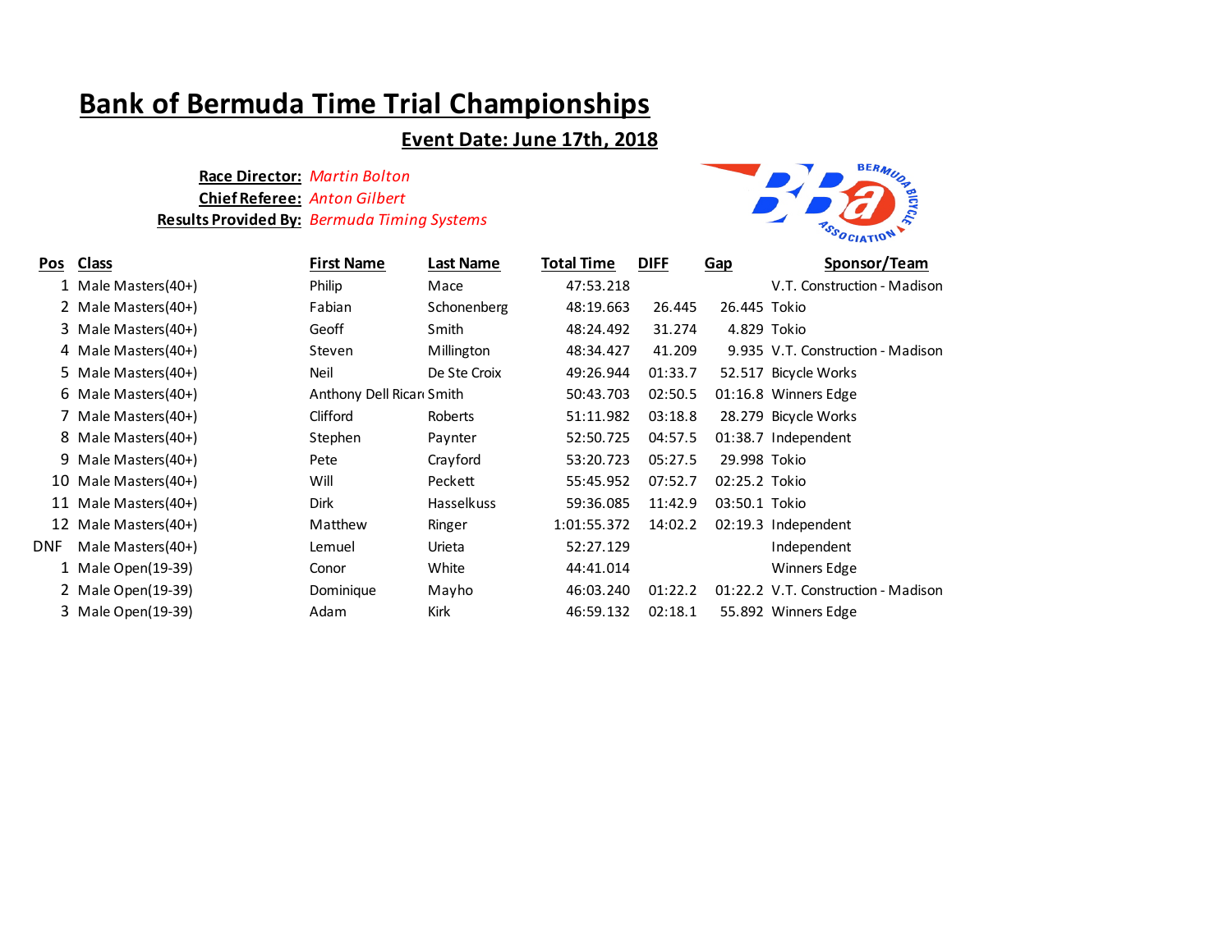# Bank of Bermuda Time Trial Championships

## Event Date: June 17th, 2018

**Race Director:** *Martin Bolton*
**Chief Referee:** *Anton Gilbert*
**Results Provided By:** *Bermuda Timing Systems*

| Pos | Class | First Name | Last Name | Total Time | DIFF | Gap | Sponsor/Team |
|---|---|---|---|---|---|---|---|
| 1 | Male Masters(40+) | Philip | Mace | 47:53.218 | | | V.T. Construction - Madison |
| 2 | Male Masters(40+) | Fabian | Schonenberg | 48:19.663 | 26.445 | 26.445 | Tokio |
| 3 | Male Masters(40+) | Geoff | Smith | 48:24.492 | 31.274 | 4.829 | Tokio |
| 4 | Male Masters(40+) | Steven | Millington | 48:34.427 | 41.209 | 9.935 | V.T. Construction - Madison |
| 5 | Male Masters(40+) | Neil | De Ste Croix | 49:26.944 | 01:33.7 | 52.517 | Bicycle Works |
| 6 | Male Masters(40+) | Anthony Dell Ricar | Smith | 50:43.703 | 02:50.5 | 01:16.8 | Winners Edge |
| 7 | Male Masters(40+) | Clifford | Roberts | 51:11.982 | 03:18.8 | 28.279 | Bicycle Works |
| 8 | Male Masters(40+) | Stephen | Paynter | 52:50.725 | 04:57.5 | 01:38.7 | Independent |
| 9 | Male Masters(40+) | Pete | Crayford | 53:20.723 | 05:27.5 | 29.998 | Tokio |
| 10 | Male Masters(40+) | Will | Peckett | 55:45.952 | 07:52.7 | 02:25.2 | Tokio |
| 11 | Male Masters(40+) | Dirk | Hasselkuss | 59:36.085 | 11:42.9 | 03:50.1 | Tokio |
| 12 | Male Masters(40+) | Matthew | Ringer | 1:01:55.372 | 14:02.2 | 02:19.3 | Independent |
| DNF | Male Masters(40+) | Lemuel | Urieta | 52:27.129 | | | Independent |
| 1 | Male Open(19-39) | Conor | White | 44:41.014 | | | Winners Edge |
| 2 | Male Open(19-39) | Dominique | Mayho | 46:03.240 | 01:22.2 | 01:22.2 | V.T. Construction - Madison |
| 3 | Male Open(19-39) | Adam | Kirk | 46:59.132 | 02:18.1 | 55.892 | Winners Edge |